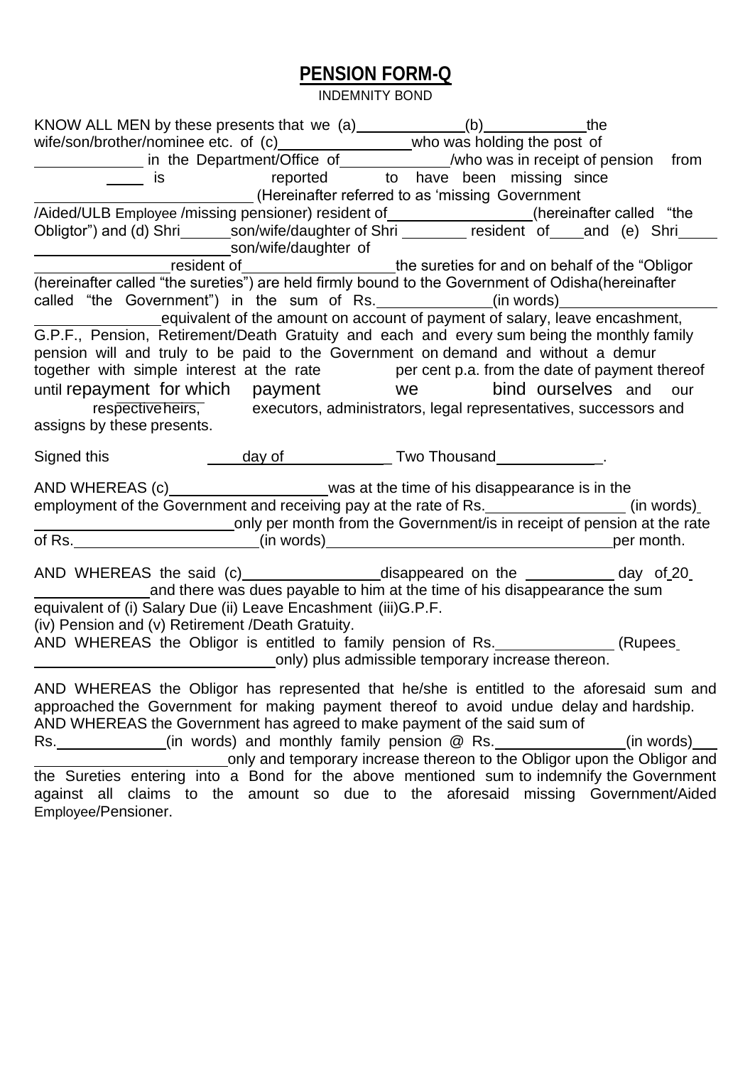# PENSION FORM-Q

INDEMNITY BOND

KNOW ALL MEN by these presents that we (a)\_\_\_\_\_\_\_\_\_\_\_\_(b)\_\_\_\_\_\_\_\_\_\_\_\_the wife/son/brother/nominee etc. of (c)\_\_\_\_\_\_\_\_\_\_\_\_\_\_\_who was holding the post of \_\_\_\_\_\_\_\_\_\_\_\_ in the Department/Office of\_\_\_\_\_\_\_\_\_\_\_\_/who was in receipt of pension from \_\_\_\_\_ is reported to have been missing since \_\_\_\_\_\_\_\_\_\_\_\_\_\_\_\_\_\_\_\_\_\_\_\_ (Hereinafter referred to as 'missing Government /Aided/ULB Employee /missing pensioner) resident of\_\_\_\_\_\_\_\_\_\_\_\_\_\_\_\_(hereinafter called "the Obligtor") and (d) Shri\_\_\_\_\_\_son/wife/daughter of Shri \_\_\_\_\_\_\_\_ resident of\_\_\_\_and (e) Shri\_\_\_\_\_\_\_\_\_\_\_\_\_\_\_\_\_\_\_\_\_\_\_\_\_\_\_son/wife/daughter of \_\_\_\_\_\_\_\_\_\_\_\_\_\_\_\_resident of\_\_\_\_\_\_\_\_\_\_\_\_\_\_\_\_\_the sureties for and on behalf of the "Obligor (hereinafter called "the sureties") are held firmly bound to the Government of Odisha(hereinafter called "the Government") in the sum of Rs.\_\_\_\_\_\_\_\_\_\_\_\_\_(in words)\_\_\_\_\_\_\_\_\_\_\_\_\_\_\_\_\_\_\_\_\_\_\_\_\_\_\_\_\_\_\_equivalent of the amount on account of payment of salary, leave encashment, G.P.F., Pension, Retirement/Death Gratuity and each and every sum being the monthly family pension will and truly to be paid to the Government on demand and without a demur together with simple interest at the rate \_\_\_\_\_\_ per cent p.a. from the date of payment thereof until repayment for which payment we bind ourselves and our respective heirs, executors, administrators, legal representatives, successors and assigns by these presents.

Signed this \_\_\_\_\_day of\_\_\_\_\_\_\_\_\_\_\_\_\_ Two Thousand\_\_\_\_\_\_\_\_\_\_\_\_.

AND WHEREAS (c)\_\_\_\_\_\_\_\_\_\_\_\_\_\_\_\_\_\_\_was at the time of his disappearance is in the employment of the Government and receiving pay at the rate of Rs.\_\_\_\_\_\_\_\_\_\_\_\_\_\_\_\_ (in words)\_\_\_\_\_\_\_\_\_\_\_\_\_\_\_\_\_\_\_\_\_\_\_\_\_\_only per month from the Government/is in receipt of pension at the rate of Rs.\_\_\_\_\_\_\_\_\_\_\_\_\_\_\_\_\_\_\_\_\_\_(in words)\_\_\_\_\_\_\_\_\_\_\_\_\_\_\_\_\_\_\_\_\_\_\_\_\_\_\_\_\_\_\_\_\_\_\_per month.

AND WHEREAS the said (c)\_\_\_\_\_\_\_\_\_\_\_\_\_\_\_\_disappeared on the \_\_\_\_\_\_\_\_\_\_ day of 20\_\_\_\_\_\_\_\_\_\_\_\_\_\_\_and there was dues payable to him at the time of his disappearance the sum equivalent of (i) Salary Due (ii) Leave Encashment (iii)G.P.F. (iv) Pension and (v) Retirement /Death Gratuity.

AND WHEREAS the Obligor is entitled to family pension of Rs.\_\_\_\_\_\_\_\_\_\_\_\_\_\_ (Rupees \_\_\_\_\_\_\_\_\_\_\_\_\_\_\_\_\_\_\_\_\_\_\_\_\_\_\_\_\_\_only) plus admissible temporary increase thereon.

AND WHEREAS the Obligor has represented that he/she is entitled to the aforesaid sum and approached the Government for making payment thereof to avoid undue delay and hardship. AND WHEREAS the Government has agreed to make payment of the said sum of Rs.\_\_\_\_\_\_\_\_\_\_\_\_\_(in words) and monthly family pension @ Rs.\_\_\_\_\_\_\_\_\_\_\_\_\_\_\_(in words)\_\_\_\_\_\_\_\_\_\_\_\_\_\_\_\_\_\_\_\_\_\_\_\_\_\_only and temporary increase thereon to the Obligor upon the Obligor and the Sureties entering into a Bond for the above mentioned sum to indemnify the Government against all claims to the amount so due to the aforesaid missing Government/Aided Employee/Pensioner.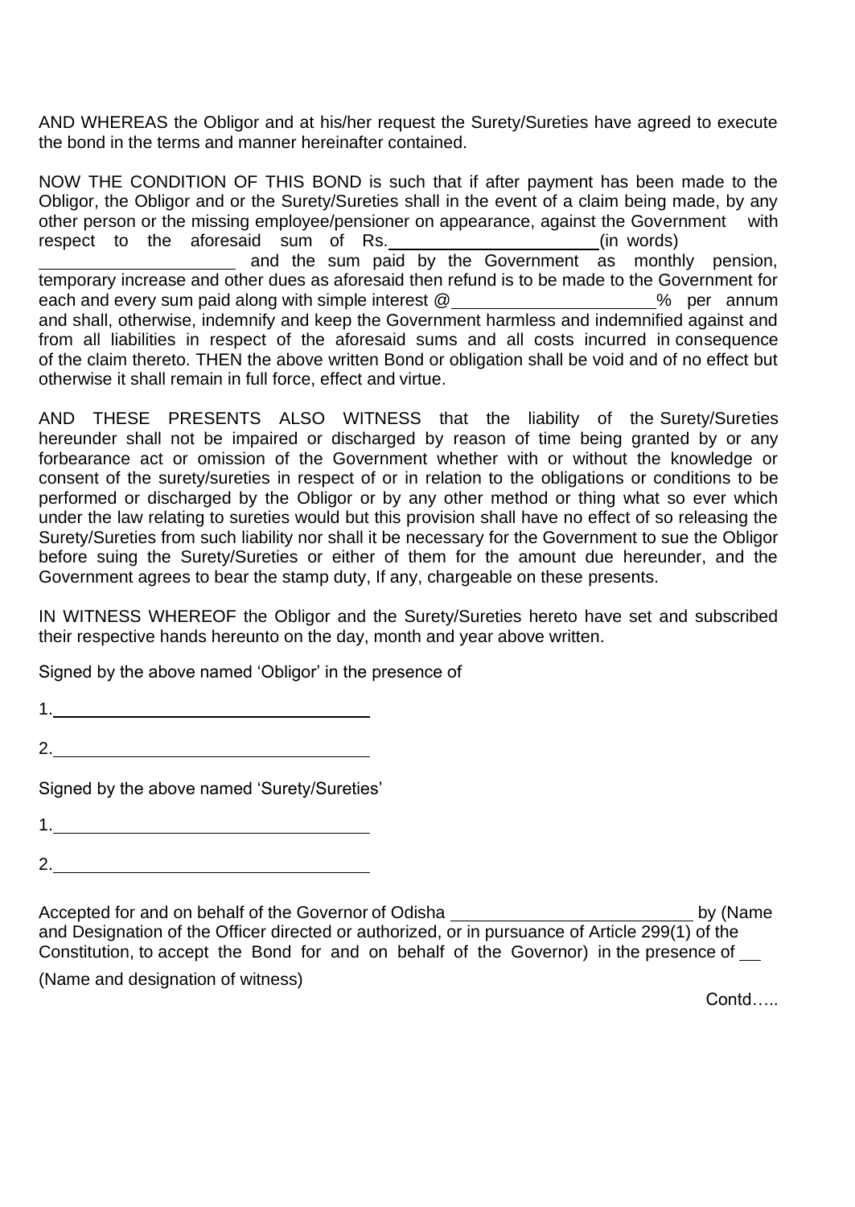AND WHEREAS the Obligor and at his/her request the Surety/Sureties have agreed to execute the bond in the terms and manner hereinafter contained.

NOW THE CONDITION OF THIS BOND is such that if after payment has been made to the Obligor, the Obligor and or the Surety/Sureties shall in the event of a claim being made, by any other person or the missing employee/pensioner on appearance, against the Government with respect to the aforesaid sum of Rs.\_\_\_\_\_\_\_\_\_\_\_\_\_\_\_\_\_\_\_\_\_\_(in words) \_\_\_\_\_\_\_\_\_\_\_\_\_\_\_\_\_\_\_\_\_\_ and the sum paid by the Government as monthly pension, temporary increase and other dues as aforesaid then refund is to be made to the Government for each and every sum paid along with simple interest @\_\_\_\_\_\_\_\_\_\_\_\_\_\_\_\_\_\_\_\_\_\_% per annum and shall, otherwise, indemnify and keep the Government harmless and indemnified against and from all liabilities in respect of the aforesaid sums and all costs incurred in consequence of the claim thereto. THEN the above written Bond or obligation shall be void and of no effect but otherwise it shall remain in full force, effect and virtue.

AND THESE PRESENTS ALSO WITNESS that the liability of the Surety/Sureties hereunder shall not be impaired or discharged by reason of time being granted by or any forbearance act or omission of the Government whether with or without the knowledge or consent of the surety/sureties in respect of or in relation to the obligations or conditions to be performed or discharged by the Obligor or by any other method or thing what so ever which under the law relating to sureties would but this provision shall have no effect of so releasing the Surety/Sureties from such liability nor shall it be necessary for the Government to sue the Obligor before suing the Surety/Sureties or either of them for the amount due hereunder, and the Government agrees to bear the stamp duty, If any, chargeable on these presents.

IN WITNESS WHEREOF the Obligor and the Surety/Sureties hereto have set and subscribed their respective hands hereunto on the day, month and year above written.

Signed by the above named 'Obligor' in the presence of

1.\_\_\_\_\_\_\_\_\_\_\_\_\_\_\_\_\_\_\_\_\_\_\_\_\_\_\_\_\_\_\_\_\_\_\_\_

2.\_\_\_\_\_\_\_\_\_\_\_\_\_\_\_\_\_\_\_\_\_\_\_\_\_\_\_\_\_\_\_\_\_\_\_\_

Signed by the above named 'Surety/Sureties'

1.\_\_\_\_\_\_\_\_\_\_\_\_\_\_\_\_\_\_\_\_\_\_\_\_\_\_\_\_\_\_\_\_\_\_\_\_

2.\_\_\_\_\_\_\_\_\_\_\_\_\_\_\_\_\_\_\_\_\_\_\_\_\_\_\_\_\_\_\_\_\_\_\_\_

Accepted for and on behalf of the Governor of Odisha \_\_\_\_\_\_\_\_\_\_\_\_\_\_\_\_\_\_\_\_\_\_\_\_\_\_ by (Name and Designation of the Officer directed or authorized, or in pursuance of Article 299(1) of the Constitution, to accept the Bond for and on behalf of the Governor) in the presence of \_\_

(Name and designation of witness)

Contd…..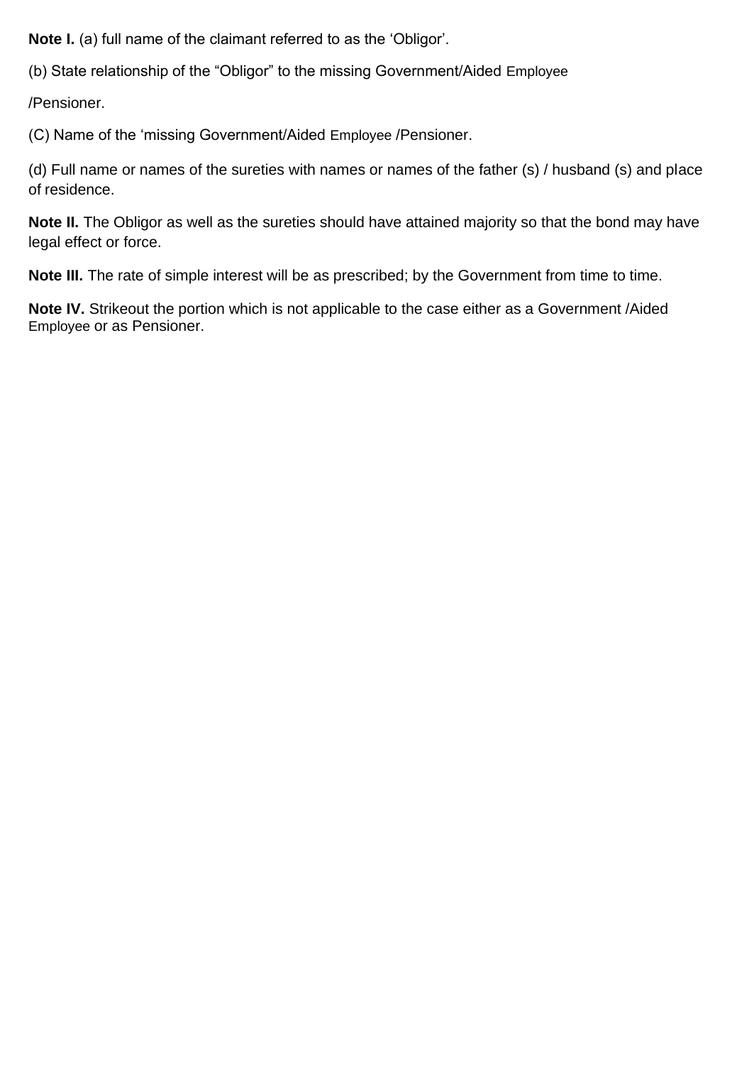**Note I.** (a) full name of the claimant referred to as the 'Obligor'.

(b) State relationship of the "Obligor" to the missing Government/Aided Employee /Pensioner.

(C) Name of the 'missing Government/Aided Employee /Pensioner.

(d) Full name or names of the sureties with names or names of the father (s) / husband (s) and place of residence.

**Note II.** The Obligor as well as the sureties should have attained majority so that the bond may have legal effect or force.

**Note III.** The rate of simple interest will be as prescribed; by the Government from time to time.

**Note IV.** Strikeout the portion which is not applicable to the case either as a Government /Aided Employee or as Pensioner.